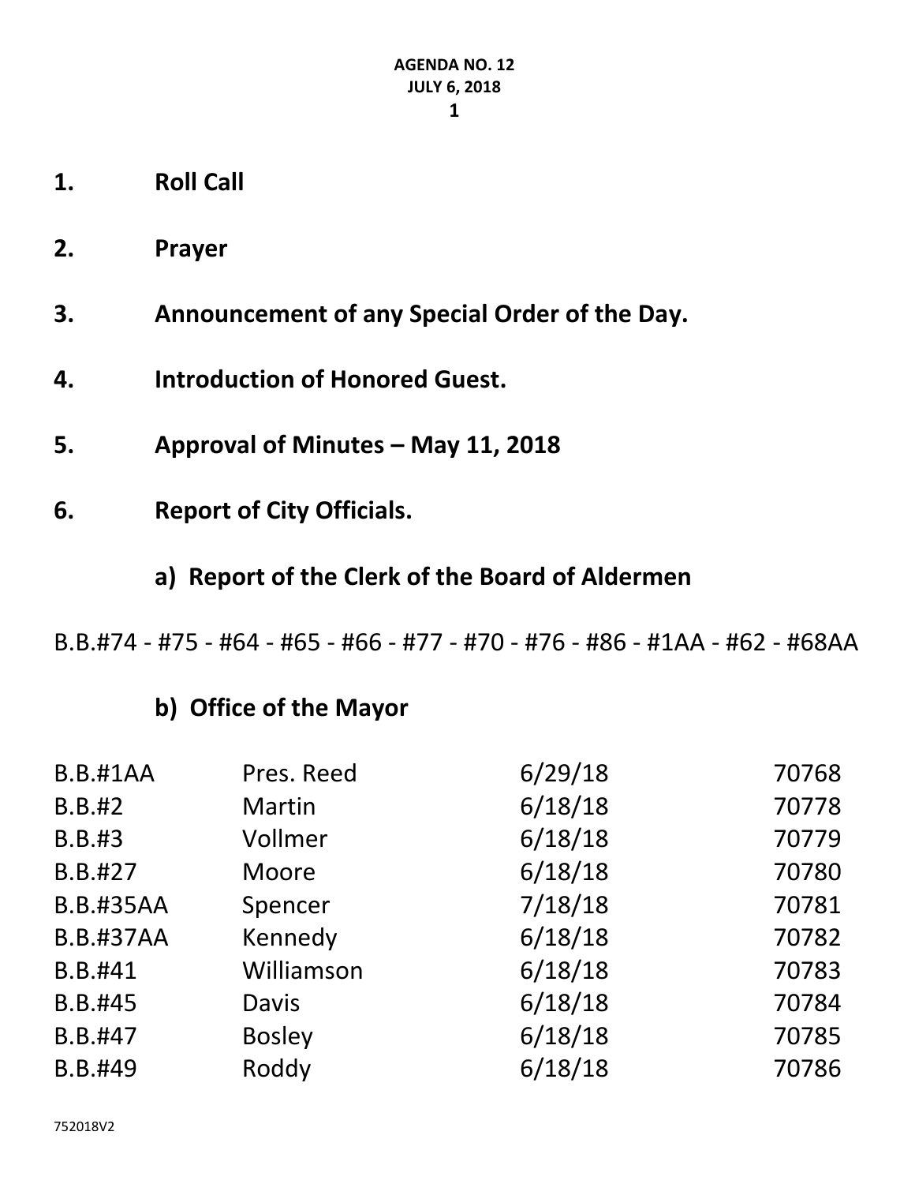**AGENDA NO. 12**
**JULY 6, 2018**

1. **Roll Call**

2. **Prayer**

3. **Announcement of any Special Order of the Day.**

4. **Introduction of Honored Guest.**

5. **Approval of Minutes – May 11, 2018**

6. **Report of City Officials.**

### a) Report of the Clerk of the Board of Aldermen

B.B.#74 - #75 - #64 - #65 - #66 - #77 - #70 - #76 - #86 - #1AA - #62 - #68AA

### b) Office of the Mayor

| | | | |
|---|---|---|---|
| B.B.#1AA | Pres. Reed | 6/29/18 | 70768 |
| B.B.#2 | Martin | 6/18/18 | 70778 |
| B.B.#3 | Vollmer | 6/18/18 | 70779 |
| B.B.#27 | Moore | 6/18/18 | 70780 |
| B.B.#35AA | Spencer | 7/18/18 | 70781 |
| B.B.#37AA | Kennedy | 6/18/18 | 70782 |
| B.B.#41 | Williamson | 6/18/18 | 70783 |
| B.B.#45 | Davis | 6/18/18 | 70784 |
| B.B.#47 | Bosley | 6/18/18 | 70785 |
| B.B.#49 | Roddy | 6/18/18 | 70786 |

752018V2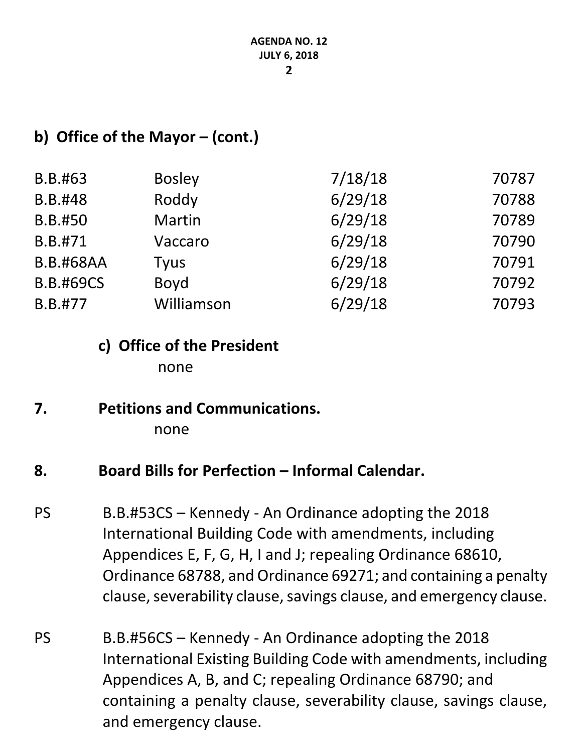## b) Office of the Mayor – (cont.)

| | | | |
|---|---|---|---|
| B.B.#63 | Bosley | 7/18/18 | 70787 |
| B.B.#48 | Roddy | 6/29/18 | 70788 |
| B.B.#50 | Martin | 6/29/18 | 70789 |
| B.B.#71 | Vaccaro | 6/29/18 | 70790 |
| B.B.#68AA | Tyus | 6/29/18 | 70791 |
| B.B.#69CS | Boyd | 6/29/18 | 70792 |
| B.B.#77 | Williamson | 6/29/18 | 70793 |

### c) Office of the President

none

## 7. Petitions and Communications.

none

## 8. Board Bills for Perfection – Informal Calendar.

PS B.B.#53CS – Kennedy - An Ordinance adopting the 2018 International Building Code with amendments, including Appendices E, F, G, H, I and J; repealing Ordinance 68610, Ordinance 68788, and Ordinance 69271; and containing a penalty clause, severability clause, savings clause, and emergency clause.

PS B.B.#56CS – Kennedy - An Ordinance adopting the 2018 International Existing Building Code with amendments, including Appendices A, B, and C; repealing Ordinance 68790; and containing a penalty clause, severability clause, savings clause, and emergency clause.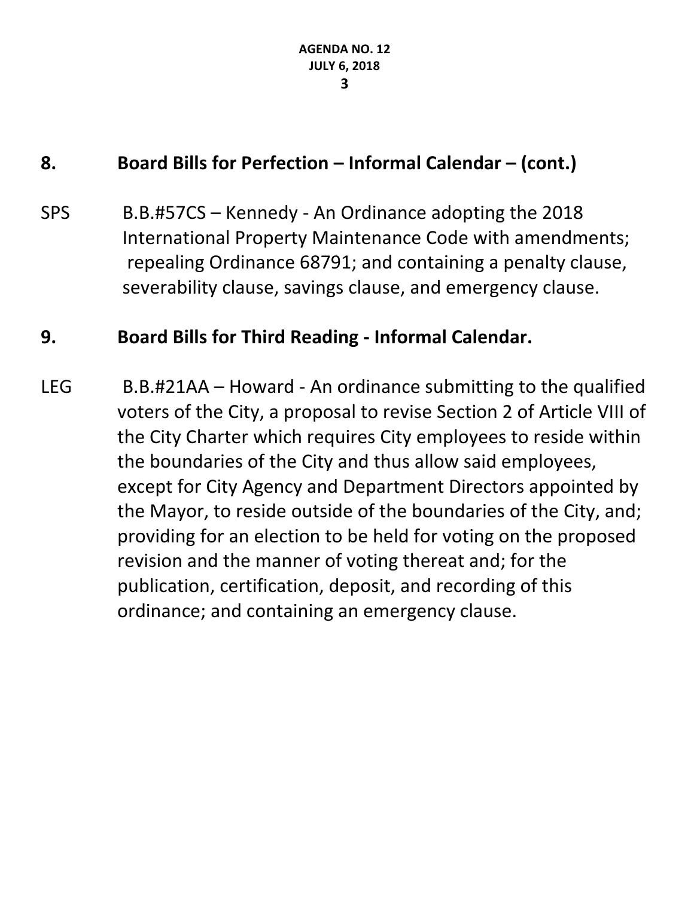## 8. Board Bills for Perfection – Informal Calendar – (cont.)

SPS B.B.#57CS – Kennedy - An Ordinance adopting the 2018 International Property Maintenance Code with amendments; repealing Ordinance 68791; and containing a penalty clause, severability clause, savings clause, and emergency clause.

## 9. Board Bills for Third Reading - Informal Calendar.

LEG B.B.#21AA – Howard - An ordinance submitting to the qualified voters of the City, a proposal to revise Section 2 of Article VIII of the City Charter which requires City employees to reside within the boundaries of the City and thus allow said employees, except for City Agency and Department Directors appointed by the Mayor, to reside outside of the boundaries of the City, and; providing for an election to be held for voting on the proposed revision and the manner of voting thereat and; for the publication, certification, deposit, and recording of this ordinance; and containing an emergency clause.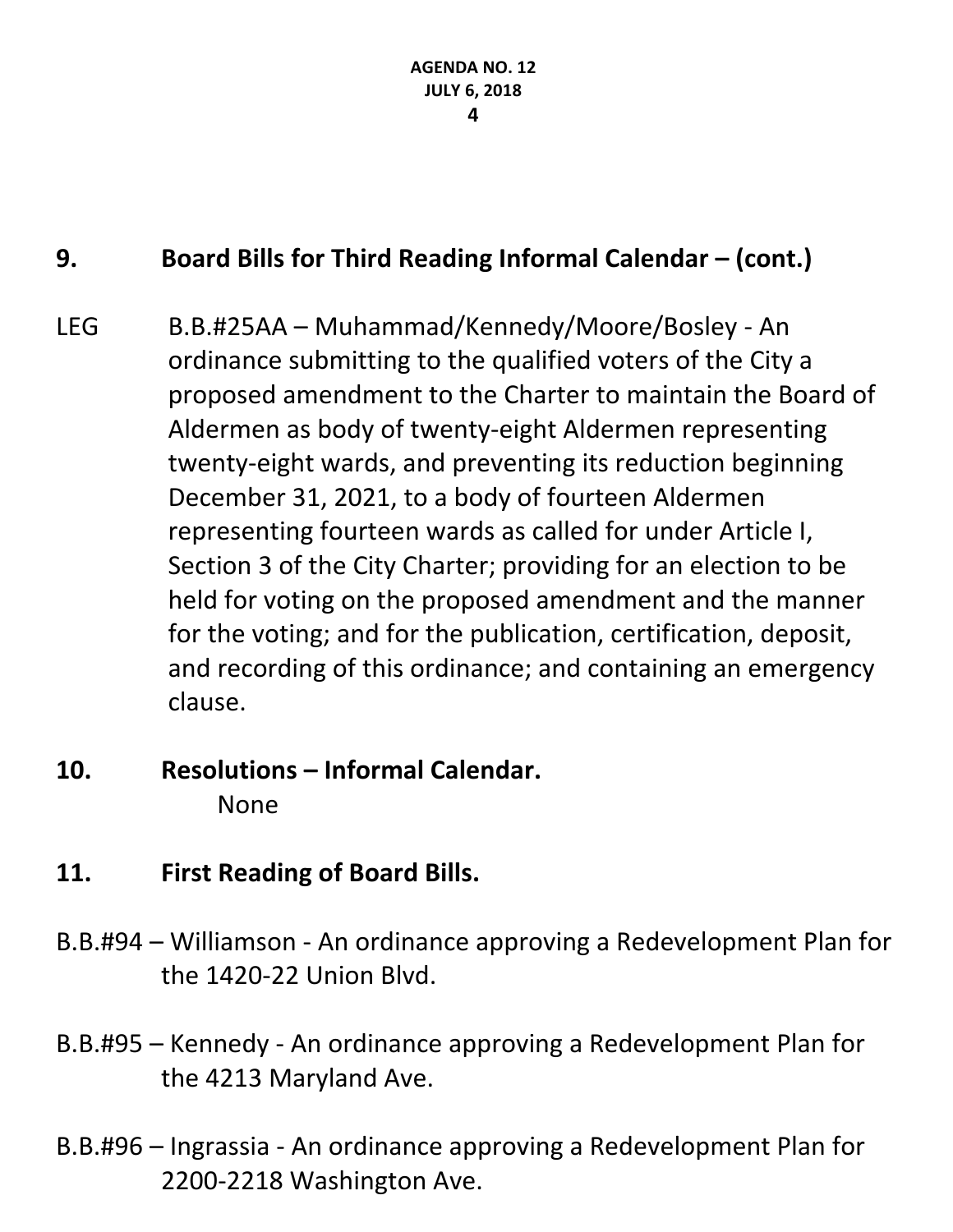## 9. Board Bills for Third Reading Informal Calendar – (cont.)

LEG B.B.#25AA – Muhammad/Kennedy/Moore/Bosley - An ordinance submitting to the qualified voters of the City a proposed amendment to the Charter to maintain the Board of Aldermen as body of twenty-eight Aldermen representing twenty-eight wards, and preventing its reduction beginning December 31, 2021, to a body of fourteen Aldermen representing fourteen wards as called for under Article I, Section 3 of the City Charter; providing for an election to be held for voting on the proposed amendment and the manner for the voting; and for the publication, certification, deposit, and recording of this ordinance; and containing an emergency clause.

## 10. Resolutions – Informal Calendar.

None

## 11. First Reading of Board Bills.

B.B.#94 – Williamson - An ordinance approving a Redevelopment Plan for the 1420-22 Union Blvd.

B.B.#95 – Kennedy - An ordinance approving a Redevelopment Plan for the 4213 Maryland Ave.

B.B.#96 – Ingrassia - An ordinance approving a Redevelopment Plan for 2200-2218 Washington Ave.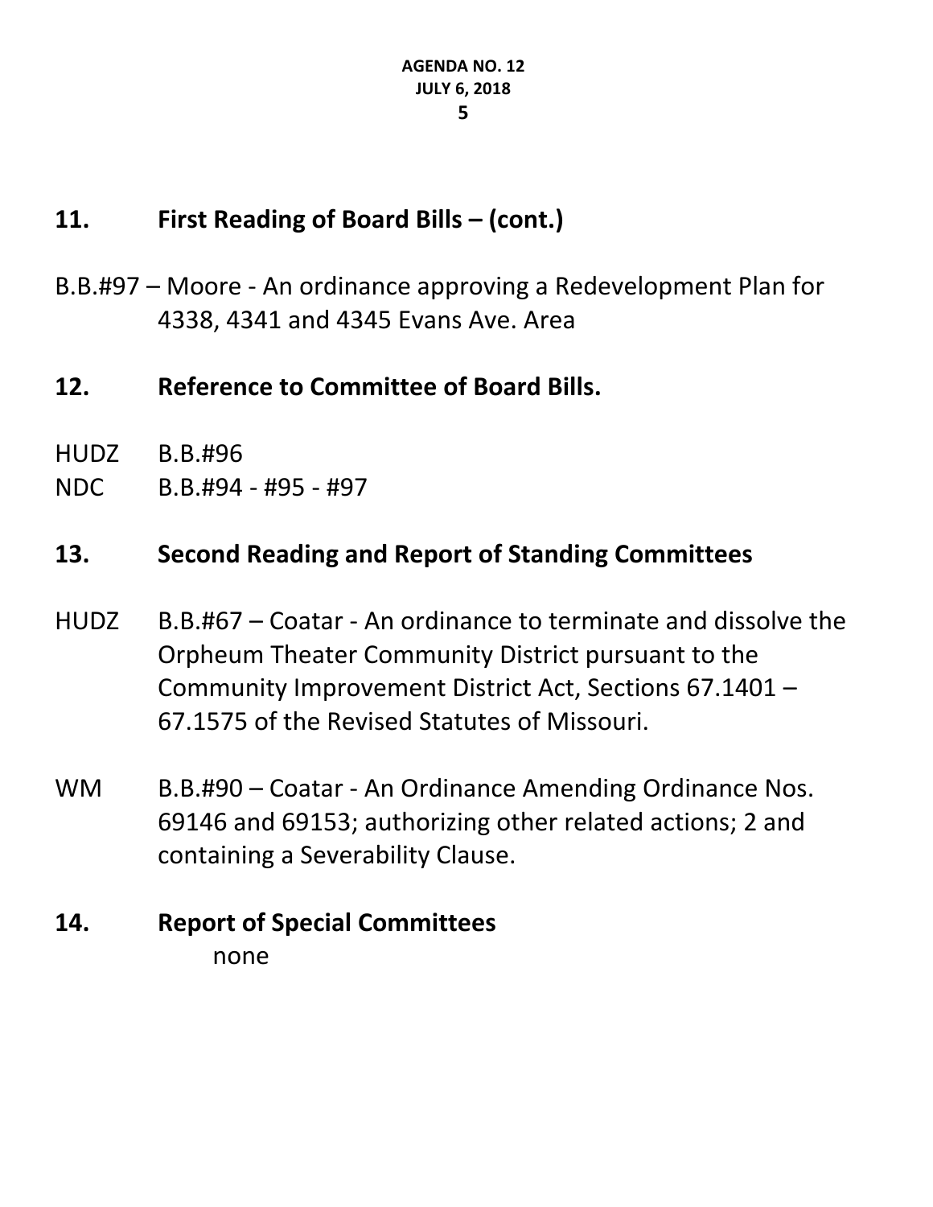## 11. First Reading of Board Bills – (cont.)

B.B.#97 – Moore - An ordinance approving a Redevelopment Plan for 4338, 4341 and 4345 Evans Ave. Area

## 12. Reference to Committee of Board Bills.

HUDZ B.B.#96

NDC B.B.#94 - #95 - #97

## 13. Second Reading and Report of Standing Committees

HUDZ B.B.#67 – Coatar - An ordinance to terminate and dissolve the Orpheum Theater Community District pursuant to the Community Improvement District Act, Sections 67.1401 – 67.1575 of the Revised Statutes of Missouri.

WM B.B.#90 – Coatar - An Ordinance Amending Ordinance Nos. 69146 and 69153; authorizing other related actions; 2 and containing a Severability Clause.

## 14. Report of Special Committees

none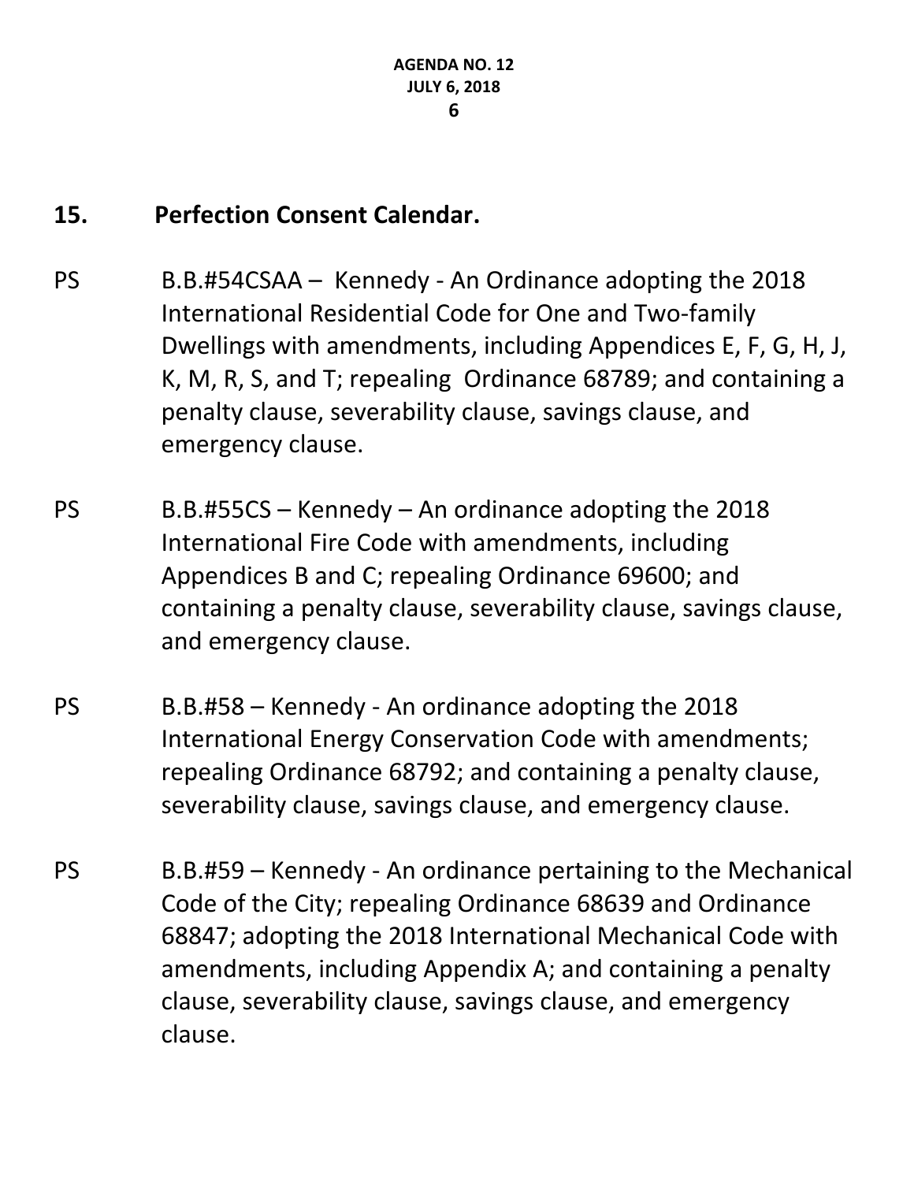## 15. Perfection Consent Calendar.

PS B.B.#54CSAA – Kennedy - An Ordinance adopting the 2018 International Residential Code for One and Two-family Dwellings with amendments, including Appendices E, F, G, H, J, K, M, R, S, and T; repealing Ordinance 68789; and containing a penalty clause, severability clause, savings clause, and emergency clause.

PS B.B.#55CS – Kennedy – An ordinance adopting the 2018 International Fire Code with amendments, including Appendices B and C; repealing Ordinance 69600; and containing a penalty clause, severability clause, savings clause, and emergency clause.

PS B.B.#58 – Kennedy - An ordinance adopting the 2018 International Energy Conservation Code with amendments; repealing Ordinance 68792; and containing a penalty clause, severability clause, savings clause, and emergency clause.

PS B.B.#59 – Kennedy - An ordinance pertaining to the Mechanical Code of the City; repealing Ordinance 68639 and Ordinance 68847; adopting the 2018 International Mechanical Code with amendments, including Appendix A; and containing a penalty clause, severability clause, savings clause, and emergency clause.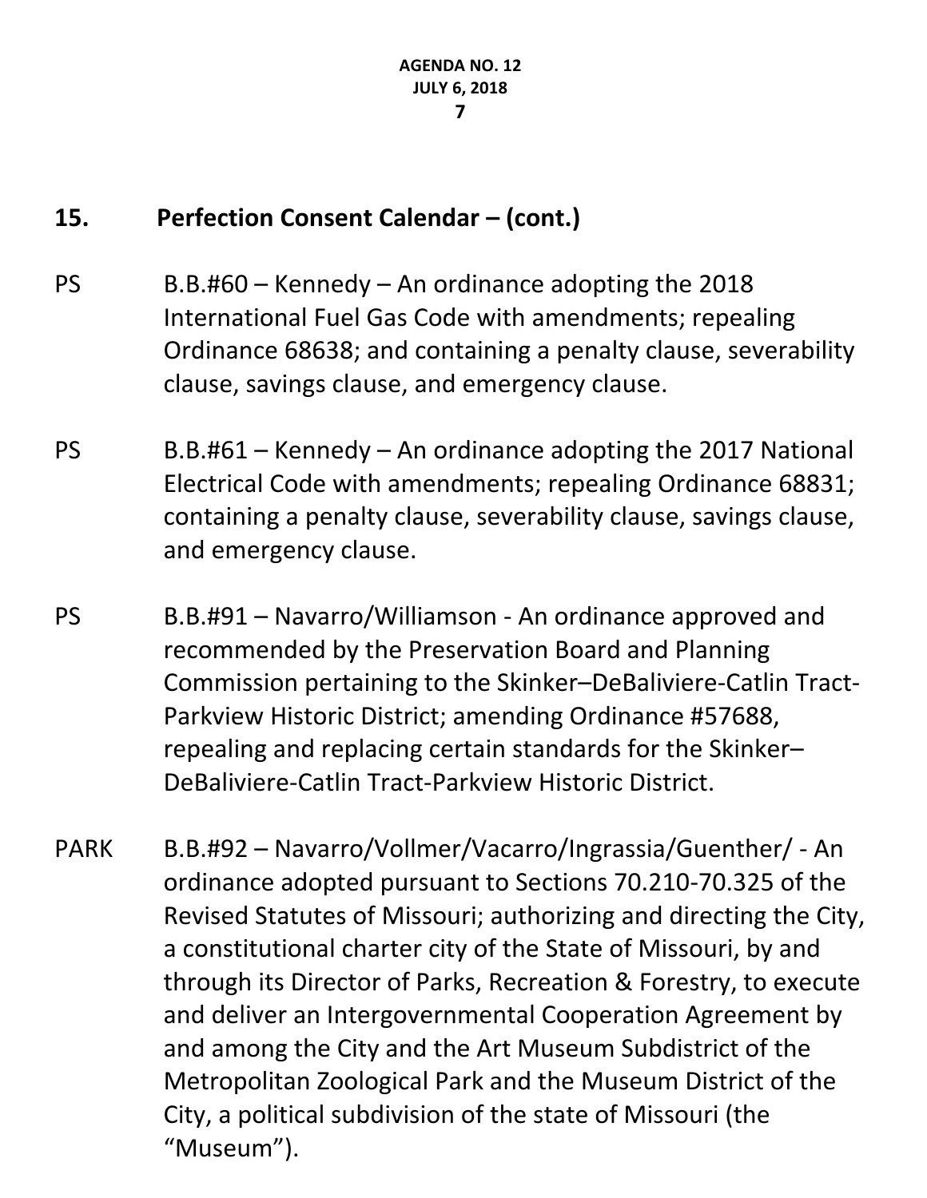## 15. Perfection Consent Calendar – (cont.)

PS B.B.#60 – Kennedy – An ordinance adopting the 2018 International Fuel Gas Code with amendments; repealing Ordinance 68638; and containing a penalty clause, severability clause, savings clause, and emergency clause.

PS B.B.#61 – Kennedy – An ordinance adopting the 2017 National Electrical Code with amendments; repealing Ordinance 68831; containing a penalty clause, severability clause, savings clause, and emergency clause.

PS B.B.#91 – Navarro/Williamson - An ordinance approved and recommended by the Preservation Board and Planning Commission pertaining to the Skinker–DeBaliviere-Catlin Tract-Parkview Historic District; amending Ordinance #57688, repealing and replacing certain standards for the Skinker–DeBaliviere-Catlin Tract-Parkview Historic District.

PARK B.B.#92 – Navarro/Vollmer/Vacarro/Ingrassia/Guenther/ - An ordinance adopted pursuant to Sections 70.210-70.325 of the Revised Statutes of Missouri; authorizing and directing the City, a constitutional charter city of the State of Missouri, by and through its Director of Parks, Recreation & Forestry, to execute and deliver an Intergovernmental Cooperation Agreement by and among the City and the Art Museum Subdistrict of the Metropolitan Zoological Park and the Museum District of the City, a political subdivision of the state of Missouri (the "Museum").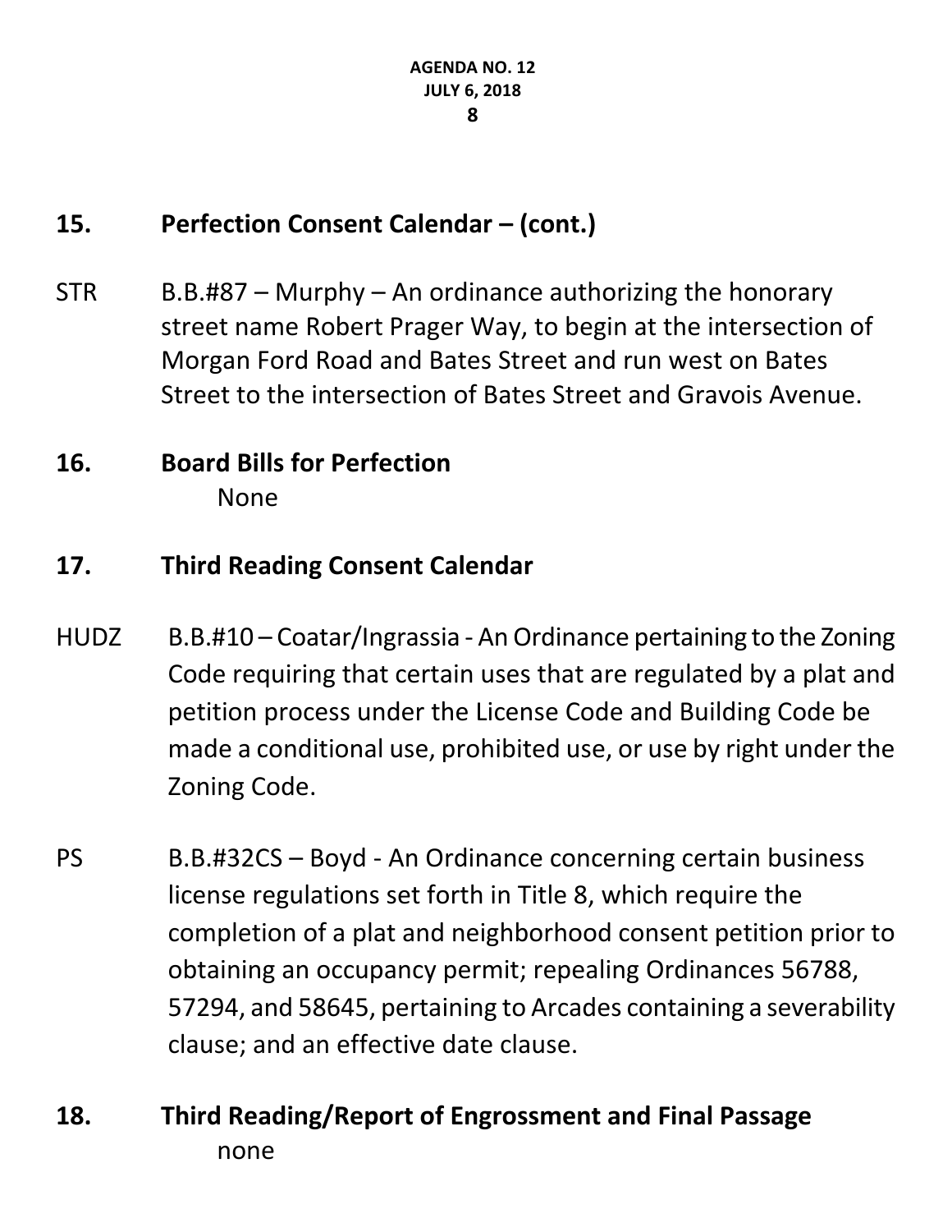## 15. Perfection Consent Calendar – (cont.)

STR B.B.#87 – Murphy – An ordinance authorizing the honorary street name Robert Prager Way, to begin at the intersection of Morgan Ford Road and Bates Street and run west on Bates Street to the intersection of Bates Street and Gravois Avenue.

## 16. Board Bills for Perfection

None

## 17. Third Reading Consent Calendar

HUDZ B.B.#10 – Coatar/Ingrassia - An Ordinance pertaining to the Zoning Code requiring that certain uses that are regulated by a plat and petition process under the License Code and Building Code be made a conditional use, prohibited use, or use by right under the Zoning Code.

PS B.B.#32CS – Boyd - An Ordinance concerning certain business license regulations set forth in Title 8, which require the completion of a plat and neighborhood consent petition prior to obtaining an occupancy permit; repealing Ordinances 56788, 57294, and 58645, pertaining to Arcades containing a severability clause; and an effective date clause.

## 18. Third Reading/Report of Engrossment and Final Passage

none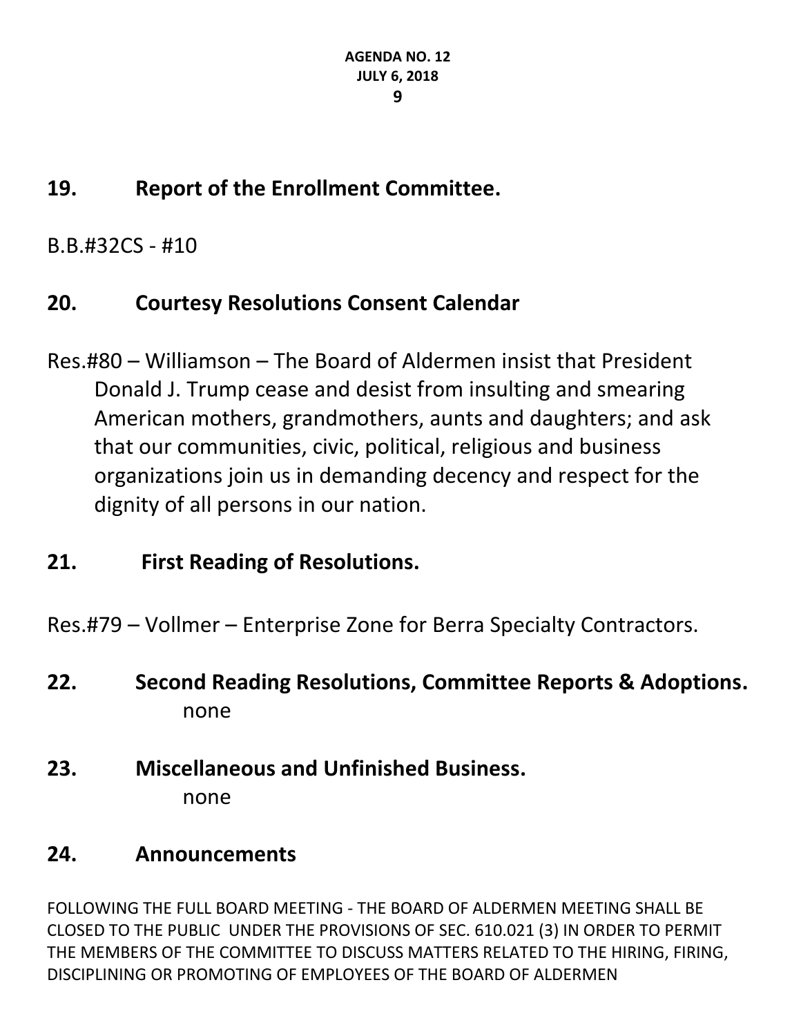## 19. Report of the Enrollment Committee.

B.B.#32CS - #10

## 20. Courtesy Resolutions Consent Calendar

Res.#80 – Williamson – The Board of Aldermen insist that President Donald J. Trump cease and desist from insulting and smearing American mothers, grandmothers, aunts and daughters; and ask that our communities, civic, political, religious and business organizations join us in demanding decency and respect for the dignity of all persons in our nation.

## 21. First Reading of Resolutions.

Res.#79 – Vollmer – Enterprise Zone for Berra Specialty Contractors.

## 22. Second Reading Resolutions, Committee Reports & Adoptions.

none

## 23. Miscellaneous and Unfinished Business.

none

## 24. Announcements

FOLLOWING THE FULL BOARD MEETING - THE BOARD OF ALDERMEN MEETING SHALL BE CLOSED TO THE PUBLIC UNDER THE PROVISIONS OF SEC. 610.021 (3) IN ORDER TO PERMIT THE MEMBERS OF THE COMMITTEE TO DISCUSS MATTERS RELATED TO THE HIRING, FIRING, DISCIPLINING OR PROMOTING OF EMPLOYEES OF THE BOARD OF ALDERMEN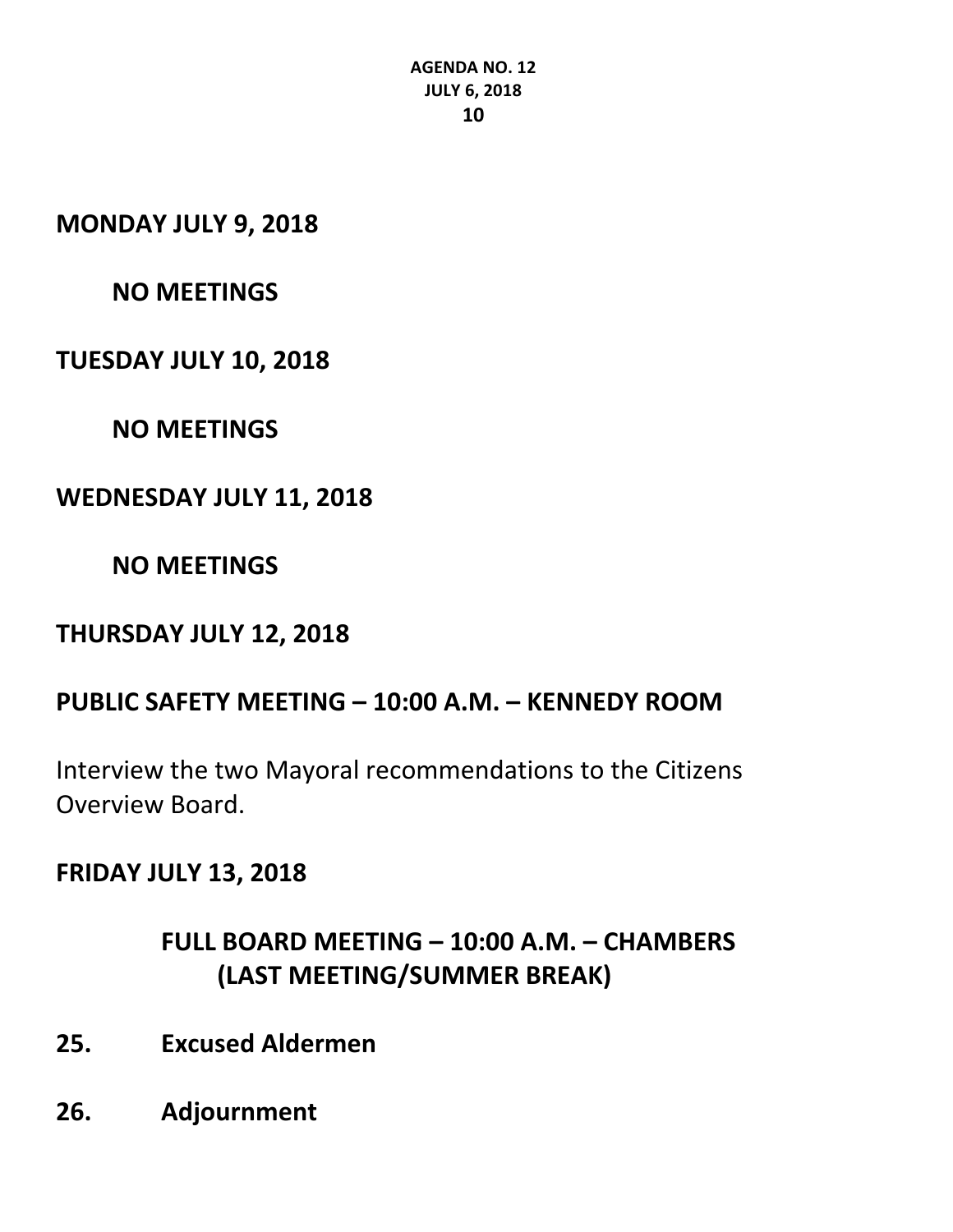**MONDAY JULY 9, 2018**

**NO MEETINGS**

**TUESDAY JULY 10, 2018**

**NO MEETINGS**

**WEDNESDAY JULY 11, 2018**

**NO MEETINGS**

**THURSDAY JULY 12, 2018**

**PUBLIC SAFETY MEETING – 10:00 A.M. – KENNEDY ROOM**

Interview the two Mayoral recommendations to the Citizens Overview Board.

**FRIDAY JULY 13, 2018**

**FULL BOARD MEETING – 10:00 A.M. – CHAMBERS (LAST MEETING/SUMMER BREAK)**

**25. Excused Aldermen**

**26. Adjournment**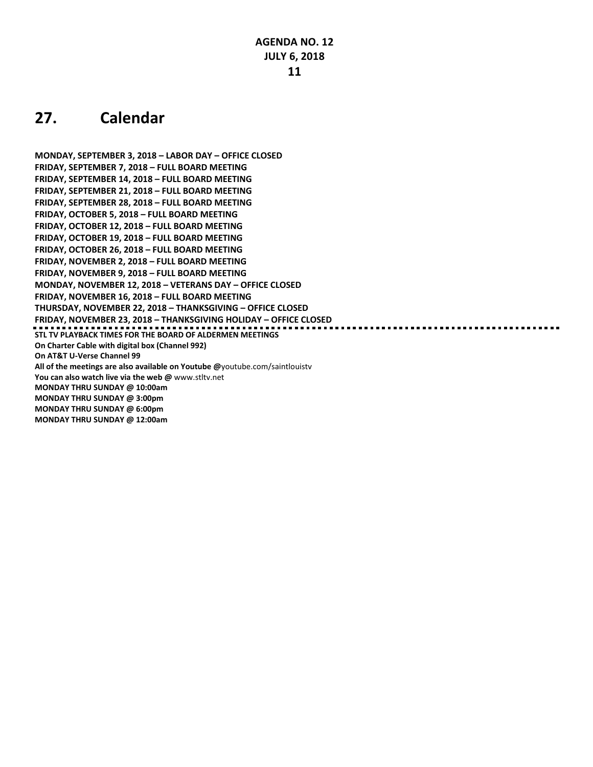# 27. Calendar

**MONDAY, SEPTEMBER 3, 2018 – LABOR DAY – OFFICE CLOSED**
**FRIDAY, SEPTEMBER 7, 2018 – FULL BOARD MEETING**
**FRIDAY, SEPTEMBER 14, 2018 – FULL BOARD MEETING**
**FRIDAY, SEPTEMBER 21, 2018 – FULL BOARD MEETING**
**FRIDAY, SEPTEMBER 28, 2018 – FULL BOARD MEETING**
**FRIDAY, OCTOBER 5, 2018 – FULL BOARD MEETING**
**FRIDAY, OCTOBER 12, 2018 – FULL BOARD MEETING**
**FRIDAY, OCTOBER 19, 2018 – FULL BOARD MEETING**
**FRIDAY, OCTOBER 26, 2018 – FULL BOARD MEETING**
**FRIDAY, NOVEMBER 2, 2018 – FULL BOARD MEETING**
**FRIDAY, NOVEMBER 9, 2018 – FULL BOARD MEETING**
**MONDAY, NOVEMBER 12, 2018 – VETERANS DAY – OFFICE CLOSED**
**FRIDAY, NOVEMBER 16, 2018 – FULL BOARD MEETING**
**THURSDAY, NOVEMBER 22, 2018 – THANKSGIVING – OFFICE CLOSED**
**FRIDAY, NOVEMBER 23, 2018 – THANKSGIVING HOLIDAY – OFFICE CLOSED**

---

**STL TV PLAYBACK TIMES FOR THE BOARD OF ALDERMEN MEETINGS**
**On Charter Cable with digital box (Channel 992)**
**On AT&T U-Verse Channel 99**
**All of the meetings are also available on Youtube @**youtube.com/saintlouistv
**You can also watch live via the web @** www.stltv.net
**MONDAY THRU SUNDAY @ 10:00am**
**MONDAY THRU SUNDAY @ 3:00pm**
**MONDAY THRU SUNDAY @ 6:00pm**
**MONDAY THRU SUNDAY @ 12:00am**